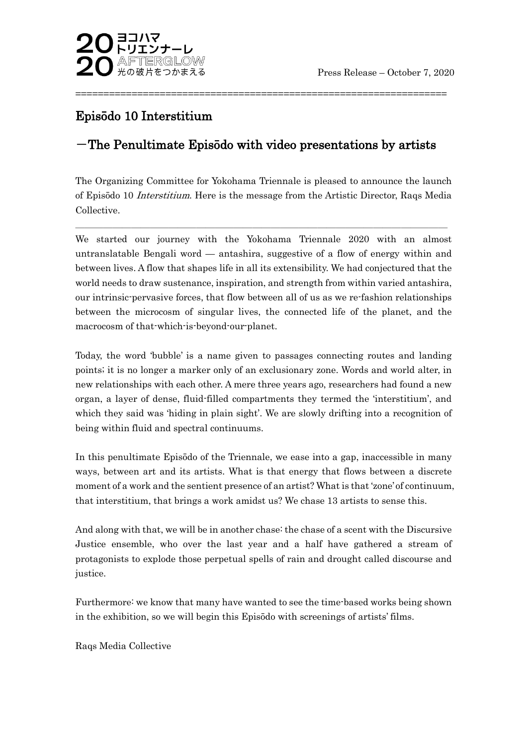Press Release – October 7, 2020

# Episōdo 10 Interstitium

## －The Penultimate Episōdo with video presentations by artists

The Organizing Committee for Yokohama Triennale is pleased to announce the launch of Episōdo 10 *Interstitium*. Here is the message from the Artistic Director, Raqs Media Collective.

---

We started our journey with the Yokohama Triennale 2020 with an almost untranslatable Bengali word — antashira, suggestive of a flow of energy within and between lives. A flow that shapes life in all its extensibility. We had conjectured that the world needs to draw sustenance, inspiration, and strength from within varied antashira, our intrinsic-pervasive forces, that flow between all of us as we re-fashion relationships between the microcosm of singular lives, the connected life of the planet, and the macrocosm of that-which-is-beyond-our-planet.

Today, the word 'bubble' is a name given to passages connecting routes and landing points; it is no longer a marker only of an exclusionary zone. Words and world alter, in new relationships with each other. A mere three years ago, researchers had found a new organ, a layer of dense, fluid-filled compartments they termed the 'interstitium', and which they said was 'hiding in plain sight'. We are slowly drifting into a recognition of being within fluid and spectral continuums.

In this penultimate Episōdo of the Triennale, we ease into a gap, inaccessible in many ways, between art and its artists. What is that energy that flows between a discrete moment of a work and the sentient presence of an artist? What is that 'zone' of continuum, that interstitium, that brings a work amidst us? We chase 13 artists to sense this.

And along with that, we will be in another chase: the chase of a scent with the Discursive Justice ensemble, who over the last year and a half have gathered a stream of protagonists to explode those perpetual spells of rain and drought called discourse and justice.

Furthermore: we know that many have wanted to see the time-based works being shown in the exhibition, so we will begin this Episōdo with screenings of artists' films.

Raqs Media Collective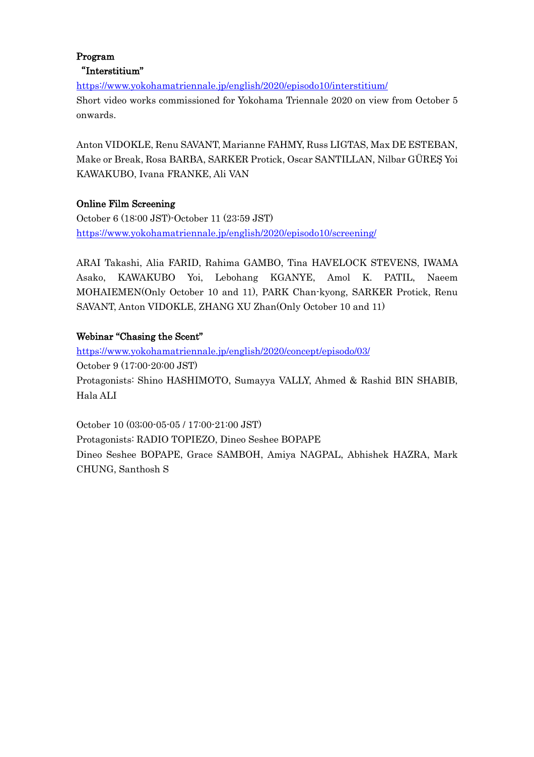**Program**

**"Interstitium"**

https://www.yokohamatriennale.jp/english/2020/episodo10/interstitium/

Short video works commissioned for Yokohama Triennale 2020 on view from October 5 onwards.

Anton VIDOKLE, Renu SAVANT, Marianne FAHMY, Russ LIGTAS, Max DE ESTEBAN, Make or Break, Rosa BARBA, SARKER Protick, Oscar SANTILLAN, Nilbar GÜREŞ Yoi KAWAKUBO, Ivana FRANKE, Ali VAN

**Online Film Screening**

October 6 (18:00 JST)-October 11 (23:59 JST)

https://www.yokohamatriennale.jp/english/2020/episodo10/screening/

ARAI Takashi, Alia FARID, Rahima GAMBO, Tina HAVELOCK STEVENS, IWAMA Asako, KAWAKUBO Yoi, Lebohang KGANYE, Amol K. PATIL, Naeem MOHAIEMEN(Only October 10 and 11), PARK Chan-kyong, SARKER Protick, Renu SAVANT, Anton VIDOKLE, ZHANG XU Zhan(Only October 10 and 11)

**Webinar "Chasing the Scent"**

https://www.yokohamatriennale.jp/english/2020/concept/episodo/03/

October 9 (17:00-20:00 JST)

Protagonists: Shino HASHIMOTO, Sumayya VALLY, Ahmed & Rashid BIN SHABIB, Hala ALI

October 10 (03;00-05-05 / 17:00-21:00 JST)

Protagonists: RADIO TOPIEZO, Dineo Seshee BOPAPE

Dineo Seshee BOPAPE, Grace SAMBOH, Amiya NAGPAL, Abhishek HAZRA, Mark CHUNG, Santhosh S